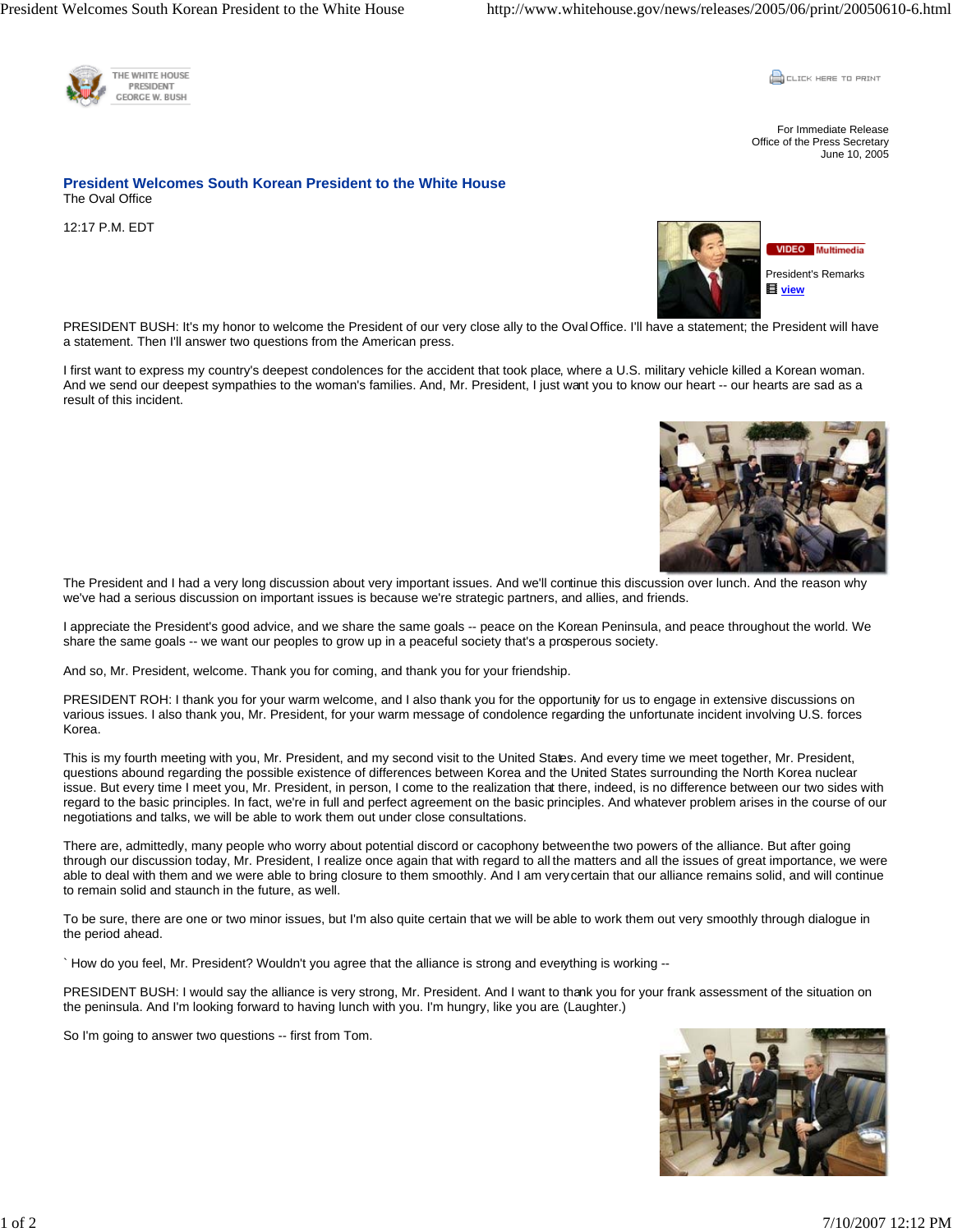THE WHITE HOUSE
PRESIDENT
GEORGE W. BUSH

CLICK HERE TO PRINT

For Immediate Release
Office of the Press Secretary
June 10, 2005

## President Welcomes South Korean President to the White House

The Oval Office

12:17 P.M. EDT

VIDEO Multimedia

President's Remarks
view

PRESIDENT BUSH: It's my honor to welcome the President of our very close ally to the Oval Office. I'll have a statement; the President will have a statement. Then I'll answer two questions from the American press.

I first want to express my country's deepest condolences for the accident that took place, where a U.S. military vehicle killed a Korean woman. And we send our deepest sympathies to the woman's families. And, Mr. President, I just want you to know our heart -- our hearts are sad as a result of this incident.

The President and I had a very long discussion about very important issues. And we'll continue this discussion over lunch. And the reason why we've had a serious discussion on important issues is because we're strategic partners, and allies, and friends.

I appreciate the President's good advice, and we share the same goals -- peace on the Korean Peninsula, and peace throughout the world. We share the same goals -- we want our peoples to grow up in a peaceful society that's a prosperous society.

And so, Mr. President, welcome. Thank you for coming, and thank you for your friendship.

PRESIDENT ROH: I thank you for your warm welcome, and I also thank you for the opportunity for us to engage in extensive discussions on various issues. I also thank you, Mr. President, for your warm message of condolence regarding the unfortunate incident involving U.S. forces Korea.

This is my fourth meeting with you, Mr. President, and my second visit to the United States. And every time we meet together, Mr. President, questions abound regarding the possible existence of differences between Korea and the United States surrounding the North Korea nuclear issue. But every time I meet you, Mr. President, in person, I come to the realization that there, indeed, is no difference between our two sides with regard to the basic principles. In fact, we're in full and perfect agreement on the basic principles. And whatever problem arises in the course of our negotiations and talks, we will be able to work them out under close consultations.

There are, admittedly, many people who worry about potential discord or cacophony between the two powers of the alliance. But after going through our discussion today, Mr. President, I realize once again that with regard to all the matters and all the issues of great importance, we were able to deal with them and we were able to bring closure to them smoothly. And I am very certain that our alliance remains solid, and will continue to remain solid and staunch in the future, as well.

To be sure, there are one or two minor issues, but I'm also quite certain that we will be able to work them out very smoothly through dialogue in the period ahead.

` How do you feel, Mr. President? Wouldn't you agree that the alliance is strong and everything is working --

PRESIDENT BUSH: I would say the alliance is very strong, Mr. President. And I want to thank you for your frank assessment of the situation on the peninsula. And I'm looking forward to having lunch with you. I'm hungry, like you are. (Laughter.)

So I'm going to answer two questions -- first from Tom.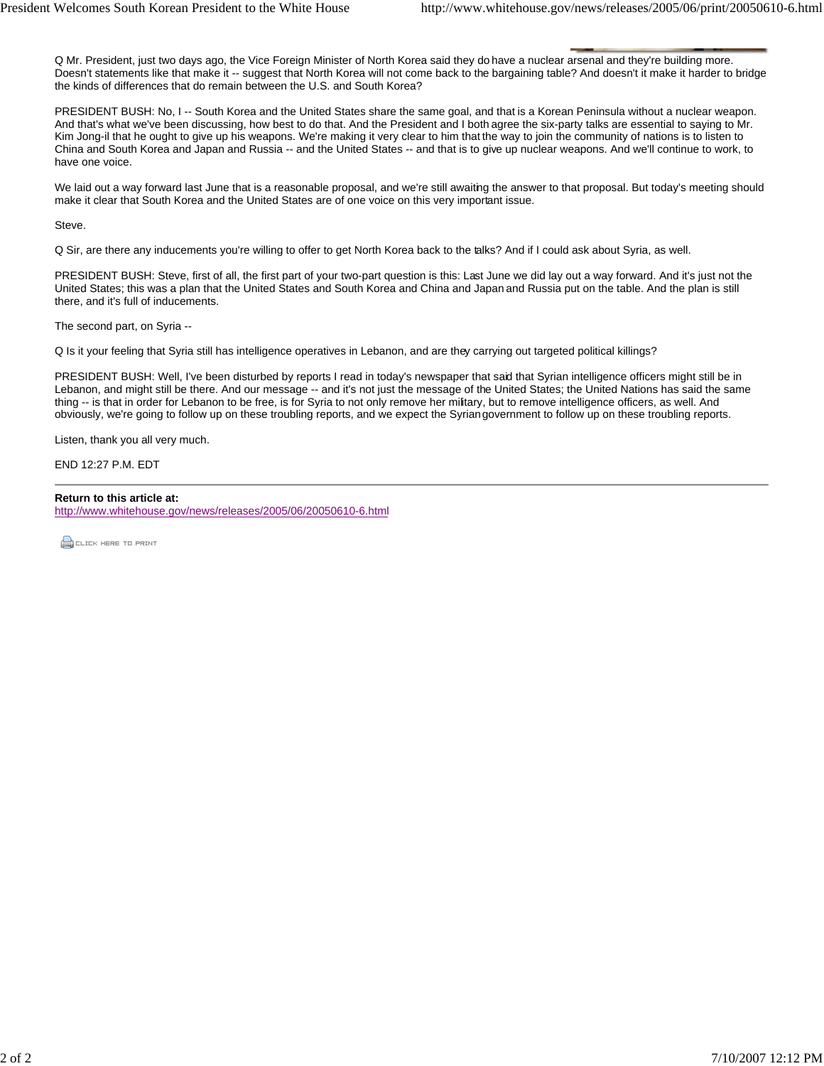Q Mr. President, just two days ago, the Vice Foreign Minister of North Korea said they do have a nuclear arsenal and they're building more. Doesn't statements like that make it -- suggest that North Korea will not come back to the bargaining table? And doesn't it make it harder to bridge the kinds of differences that do remain between the U.S. and South Korea?

PRESIDENT BUSH: No, I -- South Korea and the United States share the same goal, and that is a Korean Peninsula without a nuclear weapon. And that's what we've been discussing, how best to do that. And the President and I both agree the six-party talks are essential to saying to Mr. Kim Jong-il that he ought to give up his weapons. We're making it very clear to him that the way to join the community of nations is to listen to China and South Korea and Japan and Russia -- and the United States -- and that is to give up nuclear weapons. And we'll continue to work, to have one voice.

We laid out a way forward last June that is a reasonable proposal, and we're still awaiting the answer to that proposal. But today's meeting should make it clear that South Korea and the United States are of one voice on this very important issue.

Steve.

Q Sir, are there any inducements you're willing to offer to get North Korea back to the talks? And if I could ask about Syria, as well.

PRESIDENT BUSH: Steve, first of all, the first part of your two-part question is this: Last June we did lay out a way forward. And it's just not the United States; this was a plan that the United States and South Korea and China and Japan and Russia put on the table. And the plan is still there, and it's full of inducements.

The second part, on Syria --

Q Is it your feeling that Syria still has intelligence operatives in Lebanon, and are they carrying out targeted political killings?

PRESIDENT BUSH: Well, I've been disturbed by reports I read in today's newspaper that said that Syrian intelligence officers might still be in Lebanon, and might still be there. And our message -- and it's not just the message of the United States; the United Nations has said the same thing -- is that in order for Lebanon to be free, is for Syria to not only remove her military, but to remove intelligence officers, as well. And obviously, we're going to follow up on these troubling reports, and we expect the Syrian government to follow up on these troubling reports.

Listen, thank you all very much.

END 12:27 P.M. EDT

**Return to this article at:**
http://www.whitehouse.gov/news/releases/2005/06/20050610-6.html

CLICK HERE TO PRINT